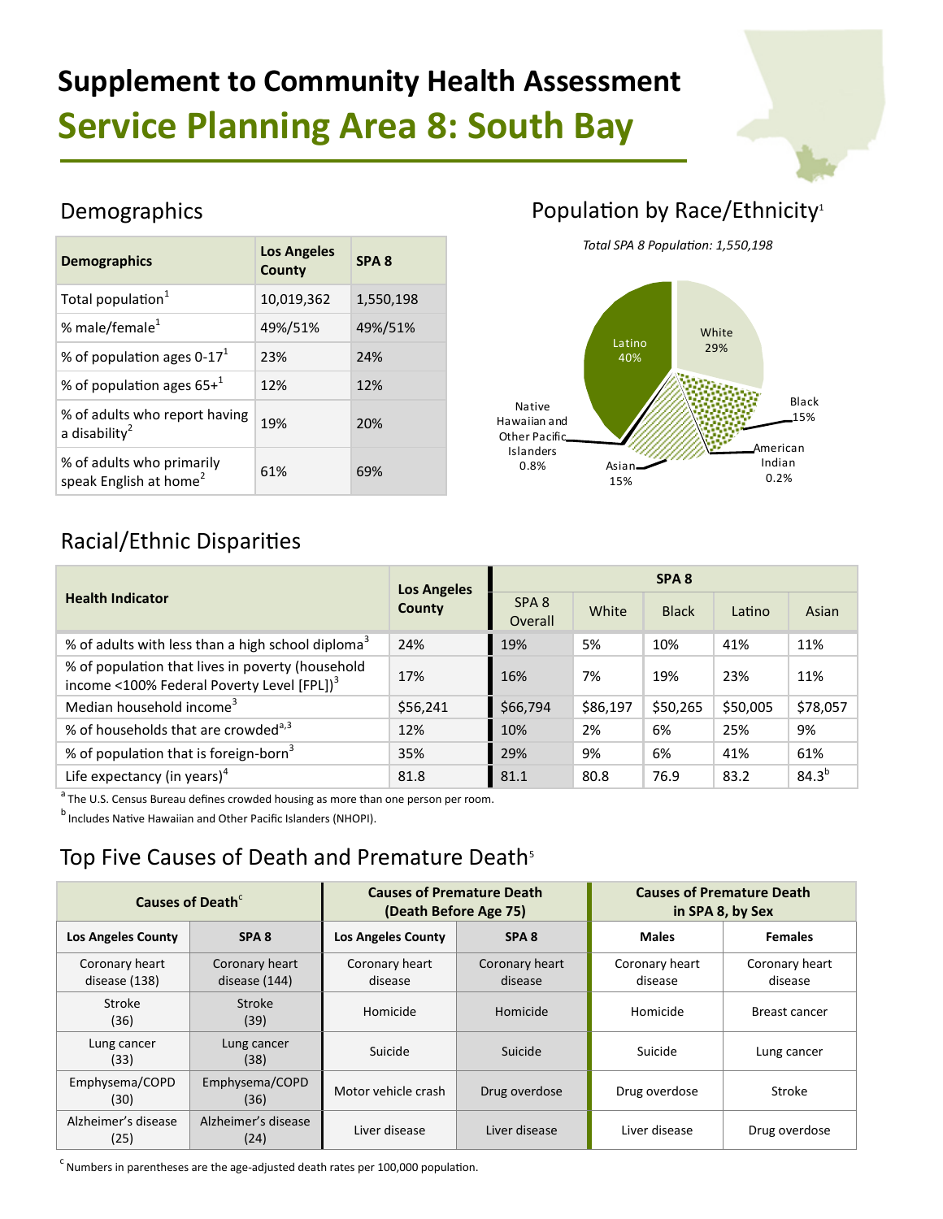# Supplement to Community Health Assessment

# Service Planning Area 8: South Bay

## Demographics

| Demographics | Los Angeles County | SPA 8 |
|---|---|---|
| Total population[1] | 10,019,362 | 1,550,198 |
| % male/female[1] | 49%/51% | 49%/51% |
| % of population ages 0-17[1] | 23% | 24% |
| % of population ages 65+[1] | 12% | 12% |
| % of adults who report having a disability[2] | 19% | 20% |
| % of adults who primarily speak English at home[2] | 61% | 69% |

## Population by Race/Ethnicity[1]

*Total SPA 8 Population: 1,550,198*

- Latino 40%
- White 29%
- Black 15%
- American Indian 0.2%
- Asian 15%
- Native Hawaiian and Other Pacific Islanders 0.8%

## Racial/Ethnic Disparities

| Health Indicator | Los Angeles County | SPA 8 | | | | |
|---|---|---|---|---|---|---|
| | | SPA 8 Overall | White | Black | Latino | Asian |
| % of adults with less than a high school diploma[3] | 24% | 19% | 5% | 10% | 41% | 11% |
| % of population that lives in poverty (household income <100% Federal Poverty Level [FPL])[3] | 17% | 16% | 7% | 19% | 23% | 11% |
| Median household income[3] | $56,241 | $66,794 | $86,197 | $50,265 | $50,005 | $78,057 |
| % of households that are crowded[a,3] | 12% | 10% | 2% | 6% | 25% | 9% |
| % of population that is foreign-born[3] | 35% | 29% | 9% | 6% | 41% | 61% |
| Life expectancy (in years)[4] | 81.8 | 81.1 | 80.8 | 76.9 | 83.2 | 84.3[b] |

[a] The U.S. Census Bureau defines crowded housing as more than one person per room.

[b] Includes Native Hawaiian and Other Pacific Islanders (NHOPI).

## Top Five Causes of Death and Premature Death[5]

| Causes of Death[c] | | Causes of Premature Death (Death Before Age 75) | | Causes of Premature Death in SPA 8, by Sex | |
|---|---|---|---|---|---|
| Los Angeles County | SPA 8 | Los Angeles County | SPA 8 | Males | Females |
| Coronary heart disease (138) | Coronary heart disease (144) | Coronary heart disease | Coronary heart disease | Coronary heart disease | Coronary heart disease |
| Stroke (36) | Stroke (39) | Homicide | Homicide | Homicide | Breast cancer |
| Lung cancer (33) | Lung cancer (38) | Suicide | Suicide | Suicide | Lung cancer |
| Emphysema/COPD (30) | Emphysema/COPD (36) | Motor vehicle crash | Drug overdose | Drug overdose | Stroke |
| Alzheimer's disease (25) | Alzheimer's disease (24) | Liver disease | Liver disease | Liver disease | Drug overdose |

[c] Numbers in parentheses are the age-adjusted death rates per 100,000 population.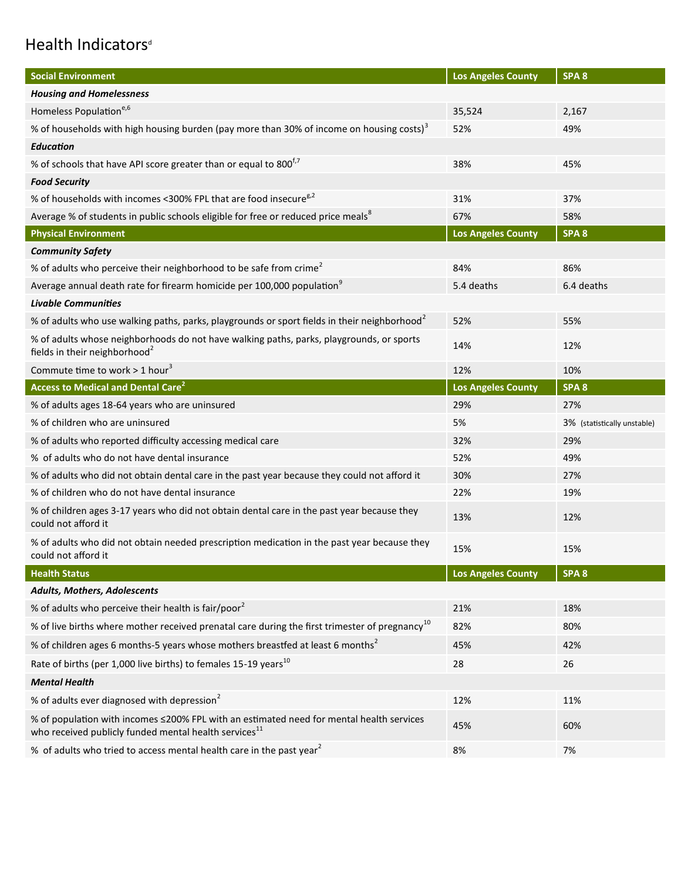# Health Indicators[d]

| Social Environment | Los Angeles County | SPA 8 |
|---|---|---|
| ***Housing and Homelessness*** | | |
| Homeless Population[e,6] | 35,524 | 2,167 |
| % of households with high housing burden (pay more than 30% of income on housing costs)[3] | 52% | 49% |
| ***Education*** | | |
| % of schools that have API score greater than or equal to 800[f,7] | 38% | 45% |
| ***Food Security*** | | |
| % of households with incomes <300% FPL that are food insecure[g,2] | 31% | 37% |
| Average % of students in public schools eligible for free or reduced price meals[8] | 67% | 58% |
| **Physical Environment** | **Los Angeles County** | **SPA 8** |
| ***Community Safety*** | | |
| % of adults who perceive their neighborhood to be safe from crime[2] | 84% | 86% |
| Average annual death rate for firearm homicide per 100,000 population[9] | 5.4 deaths | 6.4 deaths |
| ***Livable Communities*** | | |
| % of adults who use walking paths, parks, playgrounds or sport fields in their neighborhood[2] | 52% | 55% |
| % of adults whose neighborhoods do not have walking paths, parks, playgrounds, or sports fields in their neighborhood[2] | 14% | 12% |
| Commute time to work > 1 hour[3] | 12% | 10% |
| **Access to Medical and Dental Care[2]** | **Los Angeles County** | **SPA 8** |
| % of adults ages 18-64 years who are uninsured | 29% | 27% |
| % of children who are uninsured | 5% | 3% (statistically unstable) |
| % of adults who reported difficulty accessing medical care | 32% | 29% |
| % of adults who do not have dental insurance | 52% | 49% |
| % of adults who did not obtain dental care in the past year because they could not afford it | 30% | 27% |
| % of children who do not have dental insurance | 22% | 19% |
| % of children ages 3-17 years who did not obtain dental care in the past year because they could not afford it | 13% | 12% |
| % of adults who did not obtain needed prescription medication in the past year because they could not afford it | 15% | 15% |
| **Health Status** | **Los Angeles County** | **SPA 8** |
| ***Adults, Mothers, Adolescents*** | | |
| % of adults who perceive their health is fair/poor[2] | 21% | 18% |
| % of live births where mother received prenatal care during the first trimester of pregnancy[10] | 82% | 80% |
| % of children ages 6 months-5 years whose mothers breastfed at least 6 months[2] | 45% | 42% |
| Rate of births (per 1,000 live births) to females 15-19 years[10] | 28 | 26 |
| ***Mental Health*** | | |
| % of adults ever diagnosed with depression[2] | 12% | 11% |
| % of population with incomes ≤200% FPL with an estimated need for mental health services who received publicly funded mental health services[11] | 45% | 60% |
| % of adults who tried to access mental health care in the past year[2] | 8% | 7% |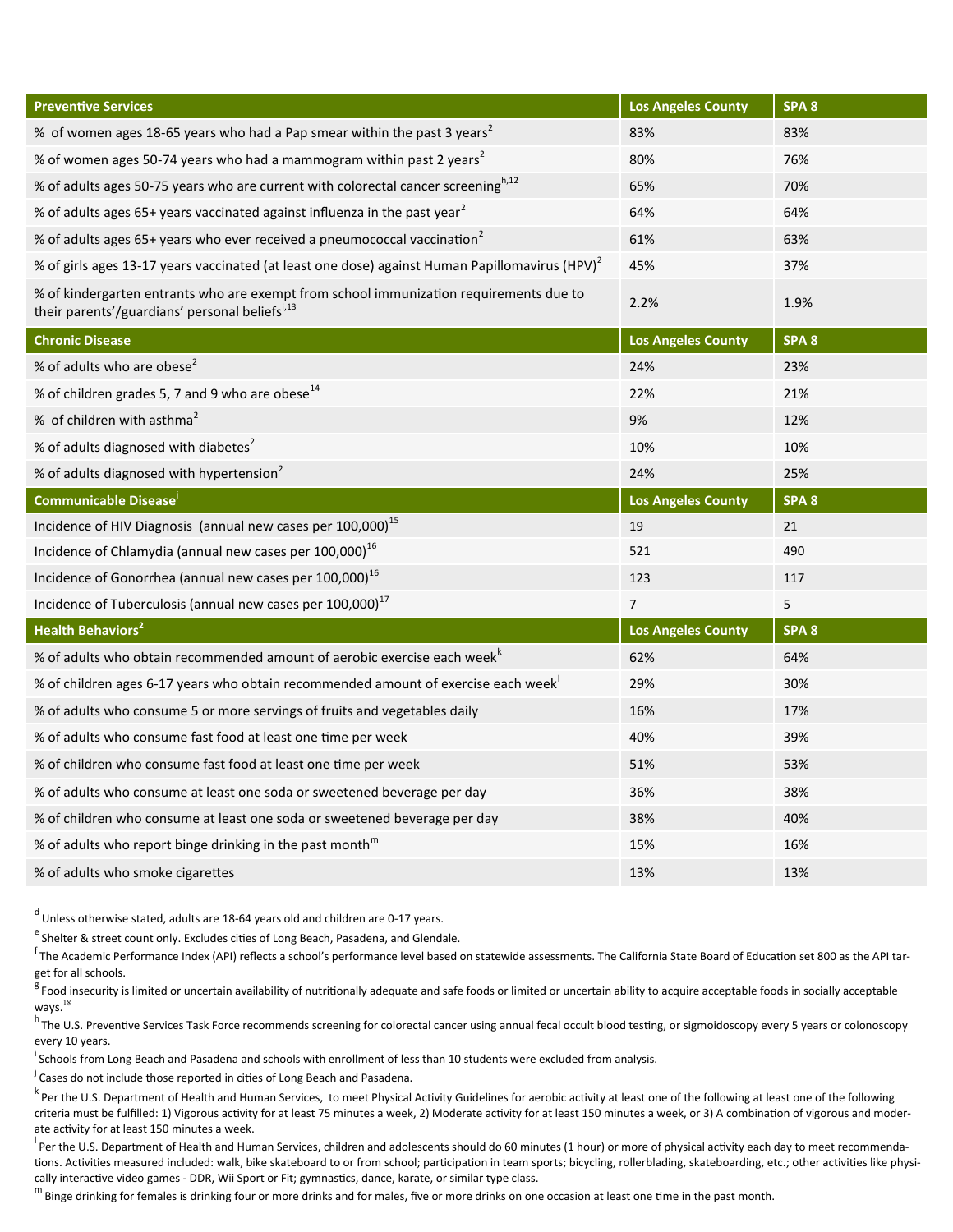| Preventive Services | Los Angeles County | SPA 8 |
|---|---|---|
| % of women ages 18-65 years who had a Pap smear within the past 3 years[2] | 83% | 83% |
| % of women ages 50-74 years who had a mammogram within past 2 years[2] | 80% | 76% |
| % of adults ages 50-75 years who are current with colorectal cancer screening[h,12] | 65% | 70% |
| % of adults ages 65+ years vaccinated against influenza in the past year[2] | 64% | 64% |
| % of adults ages 65+ years who ever received a pneumococcal vaccination[2] | 61% | 63% |
| % of girls ages 13-17 years vaccinated (at least one dose) against Human Papillomavirus (HPV)[2] | 45% | 37% |
| % of kindergarten entrants who are exempt from school immunization requirements due to their parents'/guardians' personal beliefs[i,13] | 2.2% | 1.9% |
| **Chronic Disease** | **Los Angeles County** | **SPA 8** |
| % of adults who are obese[2] | 24% | 23% |
| % of children grades 5, 7 and 9 who are obese[14] | 22% | 21% |
| % of children with asthma[2] | 9% | 12% |
| % of adults diagnosed with diabetes[2] | 10% | 10% |
| % of adults diagnosed with hypertension[2] | 24% | 25% |
| **Communicable Disease[j]** | **Los Angeles County** | **SPA 8** |
| Incidence of HIV Diagnosis (annual new cases per 100,000)[15] | 19 | 21 |
| Incidence of Chlamydia (annual new cases per 100,000)[16] | 521 | 490 |
| Incidence of Gonorrhea (annual new cases per 100,000)[16] | 123 | 117 |
| Incidence of Tuberculosis (annual new cases per 100,000)[17] | 7 | 5 |
| **Health Behaviors[2]** | **Los Angeles County** | **SPA 8** |
| % of adults who obtain recommended amount of aerobic exercise each week[k] | 62% | 64% |
| % of children ages 6-17 years who obtain recommended amount of exercise each week[l] | 29% | 30% |
| % of adults who consume 5 or more servings of fruits and vegetables daily | 16% | 17% |
| % of adults who consume fast food at least one time per week | 40% | 39% |
| % of children who consume fast food at least one time per week | 51% | 53% |
| % of adults who consume at least one soda or sweetened beverage per day | 36% | 38% |
| % of children who consume at least one soda or sweetened beverage per day | 38% | 40% |
| % of adults who report binge drinking in the past month[m] | 15% | 16% |
| % of adults who smoke cigarettes | 13% | 13% |

[d] Unless otherwise stated, adults are 18-64 years old and children are 0-17 years.

[e] Shelter & street count only. Excludes cities of Long Beach, Pasadena, and Glendale.

[f] The Academic Performance Index (API) reflects a school's performance level based on statewide assessments. The California State Board of Education set 800 as the API target for all schools.

[g] Food insecurity is limited or uncertain availability of nutritionally adequate and safe foods or limited or uncertain ability to acquire acceptable foods in socially acceptable ways.[18]

[h] The U.S. Preventive Services Task Force recommends screening for colorectal cancer using annual fecal occult blood testing, or sigmoidoscopy every 5 years or colonoscopy every 10 years.

[i] Schools from Long Beach and Pasadena and schools with enrollment of less than 10 students were excluded from analysis.

[j] Cases do not include those reported in cities of Long Beach and Pasadena.

[k] Per the U.S. Department of Health and Human Services, to meet Physical Activity Guidelines for aerobic activity at least one of the following at least one of the following criteria must be fulfilled: 1) Vigorous activity for at least 75 minutes a week, 2) Moderate activity for at least 150 minutes a week, or 3) A combination of vigorous and moderate activity for at least 150 minutes a week.

[l] Per the U.S. Department of Health and Human Services, children and adolescents should do 60 minutes (1 hour) or more of physical activity each day to meet recommendations. Activities measured included: walk, bike skateboard to or from school; participation in team sports; bicycling, rollerblading, skateboarding, etc.; other activities like physically interactive video games - DDR, Wii Sport or Fit; gymnastics, dance, karate, or similar type class.

[m] Binge drinking for females is drinking four or more drinks and for males, five or more drinks on one occasion at least one time in the past month.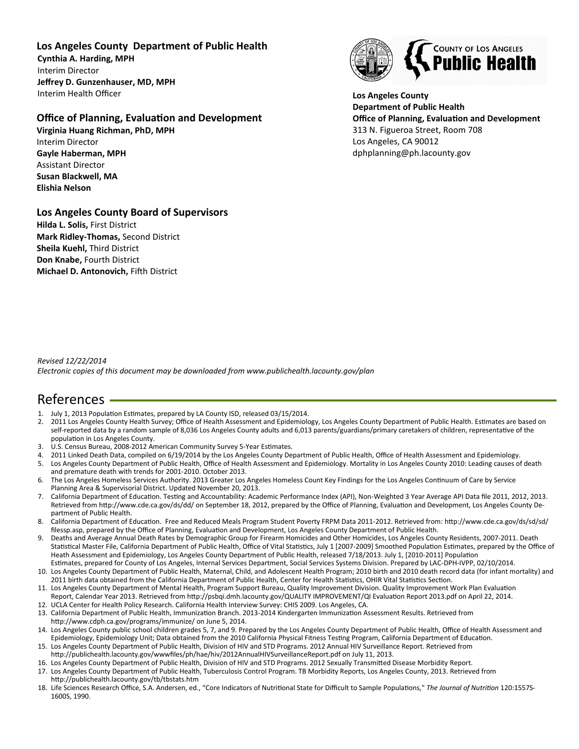**Los Angeles County Department of Public Health**

**Cynthia A. Harding, MPH**
Interim Director
**Jeffrey D. Gunzenhauser, MD, MPH**
Interim Health Officer

**Office of Planning, Evaluation and Development**

**Virginia Huang Richman, PhD, MPH**
Interim Director
**Gayle Haberman, MPH**
Assistant Director
**Susan Blackwell, MA**
**Elishia Nelson**

**Los Angeles County Board of Supervisors**

**Hilda L. Solis,** First District
**Mark Ridley-Thomas,** Second District
**Sheila Kuehl,** Third District
**Don Knabe,** Fourth District
**Michael D. Antonovich,** Fifth District

COUNTY OF LOS ANGELES
Public Health

**Los Angeles County**
**Department of Public Health**
**Office of Planning, Evaluation and Development**
313 N. Figueroa Street, Room 708
Los Angeles, CA 90012
dphplanning@ph.lacounty.gov

*Revised 12/22/2014*
*Electronic copies of this document may be downloaded from www.publichealth.lacounty.gov/plan*

## References

1. July 1, 2013 Population Estimates, prepared by LA County ISD, released 03/15/2014.
2. 2011 Los Angeles County Health Survey; Office of Health Assessment and Epidemiology, Los Angeles County Department of Public Health. Estimates are based on self-reported data by a random sample of 8,036 Los Angeles County adults and 6,013 parents/guardians/primary caretakers of children, representative of the population in Los Angeles County.
3. U.S. Census Bureau, 2008-2012 American Community Survey 5-Year Estimates.
4. 2011 Linked Death Data, compiled on 6/19/2014 by the Los Angeles County Department of Public Health, Office of Health Assessment and Epidemiology.
5. Los Angeles County Department of Public Health, Office of Health Assessment and Epidemiology. Mortality in Los Angeles County 2010: Leading causes of death and premature death with trends for 2001-2010. October 2013.
6. The Los Angeles Homeless Services Authority. 2013 Greater Los Angeles Homeless Count Key Findings for the Los Angeles Continuum of Care by Service Planning Area & Supervisorial District. Updated November 20, 2013.
7. California Department of Education. Testing and Accountability: Academic Performance Index (API), Non-Weighted 3 Year Average API Data file 2011, 2012, 2013. Retrieved from http://www.cde.ca.gov/ds/dd/ on September 18, 2012, prepared by the Office of Planning, Evaluation and Development, Los Angeles County Department of Public Health.
8. California Department of Education. Free and Reduced Meals Program Student Poverty FRPM Data 2011-2012. Retrieved from: http://www.cde.ca.gov/ds/sd/sd/filessp.asp, prepared by the Office of Planning, Evaluation and Development, Los Angeles County Department of Public Health.
9. Deaths and Average Annual Death Rates by Demographic Group for Firearm Homicides and Other Homicides, Los Angeles County Residents, 2007-2011. Death Statistical Master File, California Department of Public Health, Office of Vital Statistics, July 1 [2007-2009] Smoothed Population Estimates, prepared by the Office of Heath Assessment and Epidemiology, Los Angeles County Department of Public Health, released 7/18/2013. July 1, [2010-2011] Population Estimates, prepared for County of Los Angeles, Internal Services Department, Social Services Systems Division. Prepared by LAC-DPH-IVPP, 02/10/2014.
10. Los Angeles County Department of Public Health, Maternal, Child, and Adolescent Health Program; 2010 birth and 2010 death record data (for infant mortality) and 2011 birth data obtained from the California Department of Public Health, Center for Health Statistics, OHIR Vital Statistics Section.
11. Los Angeles County Department of Mental Health, Program Support Bureau, Quality Improvement Division. Quality Improvement Work Plan Evaluation Report, Calendar Year 2013. Retrieved from http://psbqi.dmh.lacounty.gov/QUALITY IMPROVEMENT/QI Evaluation Report 2013.pdf on April 22, 2014.
12. UCLA Center for Health Policy Research. California Health Interview Survey: CHIS 2009. Los Angeles, CA.
13. California Department of Public Health, Immunization Branch. 2013-2014 Kindergarten Immunization Assessment Results. Retrieved from http://www.cdph.ca.gov/programs/immunize/ on June 5, 2014.
14. Los Angeles County public school children grades 5, 7, and 9. Prepared by the Los Angeles County Department of Public Health, Office of Health Assessment and Epidemiology, Epidemiology Unit; Data obtained from the 2010 California Physical Fitness Testing Program, California Department of Education.
15. Los Angeles County Department of Public Health, Division of HIV and STD Programs. 2012 Annual HIV Surveillance Report. Retrieved from http://publichealth.lacounty.gov/wwwfiles/ph/hae/hiv/2012AnnualHIVSurveillanceReport.pdf on July 11, 2013.
16. Los Angeles County Department of Public Health, Division of HIV and STD Programs. 2012 Sexually Transmitted Disease Morbidity Report.
17. Los Angeles County Department of Public Health, Tuberculosis Control Program. TB Morbidity Reports, Los Angeles County, 2013. Retrieved from http://publichealth.lacounty.gov/tb/tbstats.htm
18. Life Sciences Research Office, S.A. Andersen, ed., "Core Indicators of Nutritional State for Difficult to Sample Populations," *The Journal of Nutrition* 120:1557S-1600S, 1990.